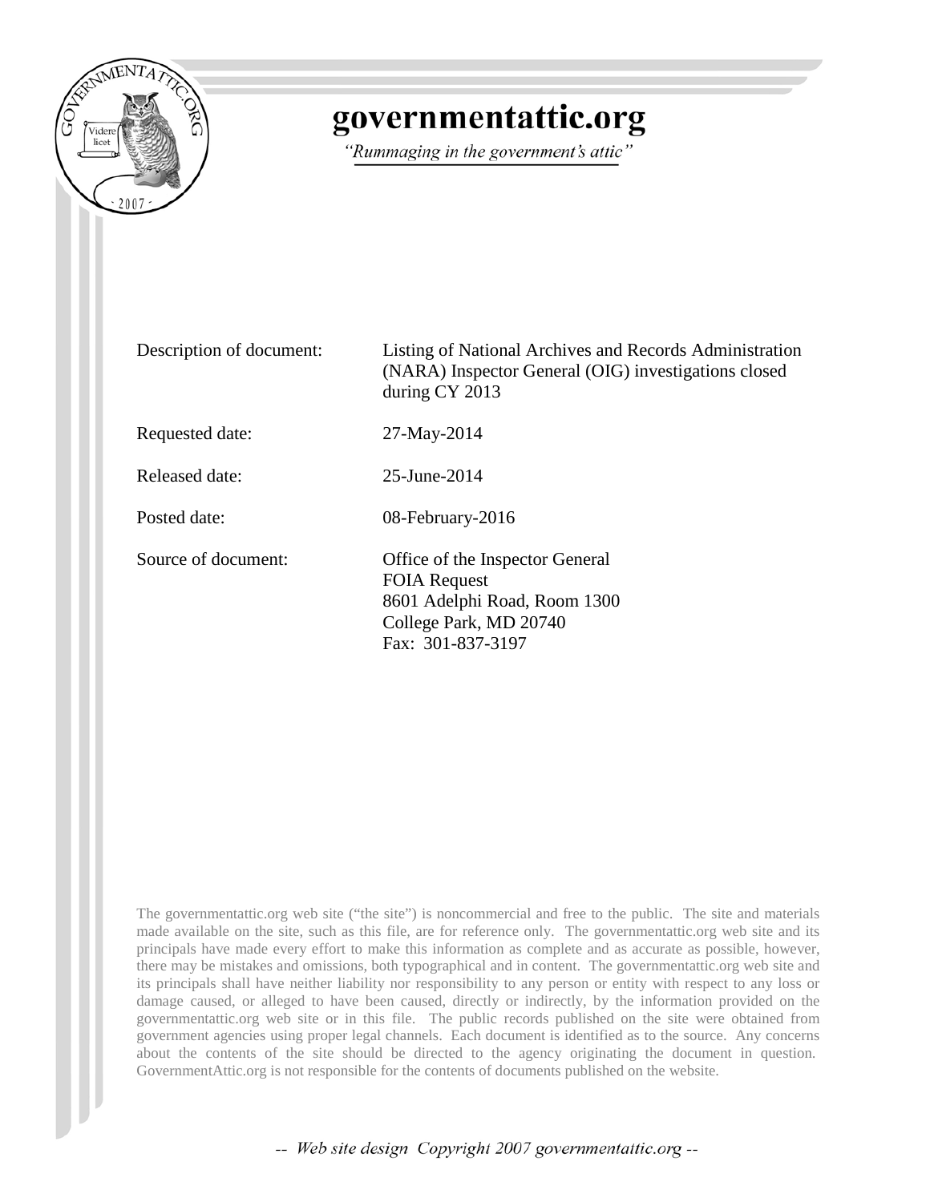# governmentattic.org

*"Rummaging in the government's attic"*

| | |
|---|---|
| Description of document: | Listing of National Archives and Records Administration (NARA) Inspector General (OIG) investigations closed during CY 2013 |
| Requested date: | 27-May-2014 |
| Released date: | 25-June-2014 |
| Posted date: | 08-February-2016 |
| Source of document: | Office of the Inspector General<br>FOIA Request<br>8601 Adelphi Road, Room 1300<br>College Park, MD 20740<br>Fax: 301-837-3197 |

The governmentattic.org web site ("the site") is noncommercial and free to the public. The site and materials made available on the site, such as this file, are for reference only. The governmentattic.org web site and its principals have made every effort to make this information as complete and as accurate as possible, however, there may be mistakes and omissions, both typographical and in content. The governmentattic.org web site and its principals shall have neither liability nor responsibility to any person or entity with respect to any loss or damage caused, or alleged to have been caused, directly or indirectly, by the information provided on the governmentattic.org web site or in this file. The public records published on the site were obtained from government agencies using proper legal channels. Each document is identified as to the source. Any concerns about the contents of the site should be directed to the agency originating the document in question. GovernmentAttic.org is not responsible for the contents of documents published on the website.

*-- Web site design Copyright 2007 governmentattic.org --*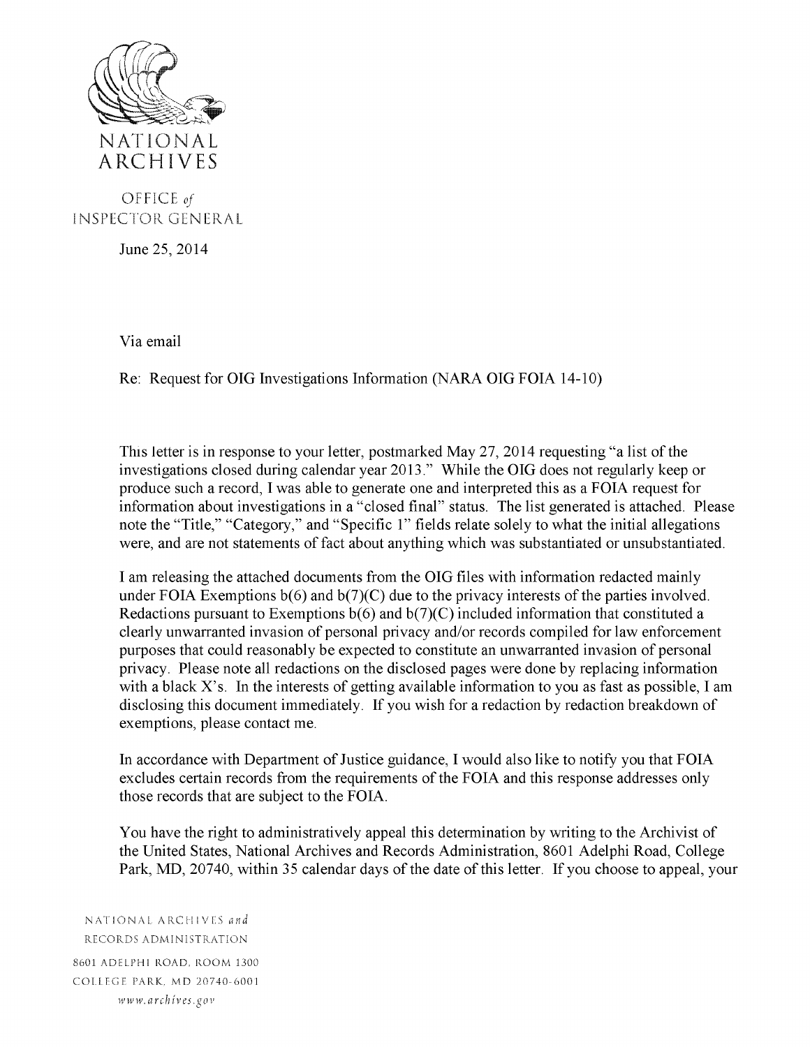NATIONAL ARCHIVES

OFFICE *of* INSPECTOR GENERAL

June 25, 2014

Via email

Re: Request for OIG Investigations Information (NARA OIG FOIA 14-10)

This letter is in response to your letter, postmarked May 27, 2014 requesting "a list of the investigations closed during calendar year 2013." While the OIG does not regularly keep or produce such a record, I was able to generate one and interpreted this as a FOIA request for information about investigations in a "closed final" status. The list generated is attached. Please note the "Title," "Category," and "Specific 1" fields relate solely to what the initial allegations were, and are not statements of fact about anything which was substantiated or unsubstantiated.

I am releasing the attached documents from the OIG files with information redacted mainly under FOIA Exemptions b(6) and b(7)(C) due to the privacy interests of the parties involved. Redactions pursuant to Exemptions b(6) and b(7)(C) included information that constituted a clearly unwarranted invasion of personal privacy and/or records compiled for law enforcement purposes that could reasonably be expected to constitute an unwarranted invasion of personal privacy. Please note all redactions on the disclosed pages were done by replacing information with a black X's. In the interests of getting available information to you as fast as possible, I am disclosing this document immediately. If you wish for a redaction by redaction breakdown of exemptions, please contact me.

In accordance with Department of Justice guidance, I would also like to notify you that FOIA excludes certain records from the requirements of the FOIA and this response addresses only those records that are subject to the FOIA.

You have the right to administratively appeal this determination by writing to the Archivist of the United States, National Archives and Records Administration, 8601 Adelphi Road, College Park, MD, 20740, within 35 calendar days of the date of this letter. If you choose to appeal, your

NATIONAL ARCHIVES *and* RECORDS ADMINISTRATION
8601 ADELPHI ROAD, ROOM 1300
COLLEGE PARK, MD 20740-6001
*www.archives.gov*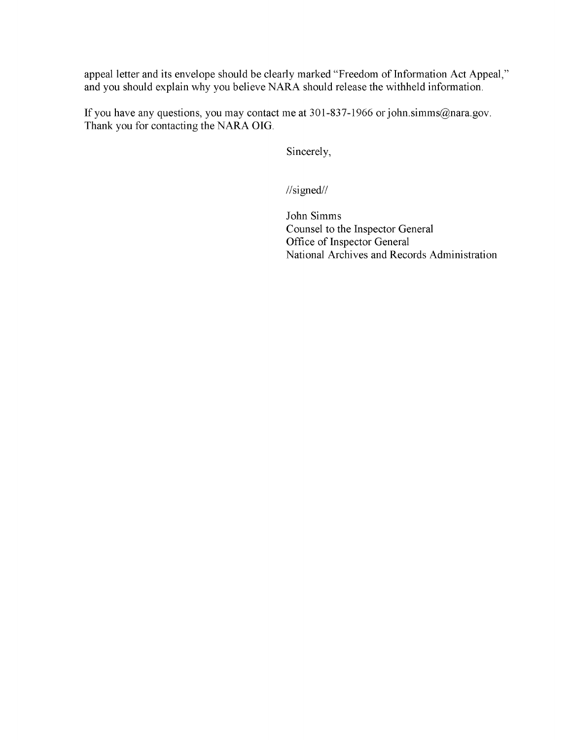appeal letter and its envelope should be clearly marked "Freedom of Information Act Appeal," and you should explain why you believe NARA should release the withheld information.

If you have any questions, you may contact me at 301-837-1966 or john.simms@nara.gov. Thank you for contacting the NARA OIG.

Sincerely,

//signed//

John Simms
Counsel to the Inspector General
Office of Inspector General
National Archives and Records Administration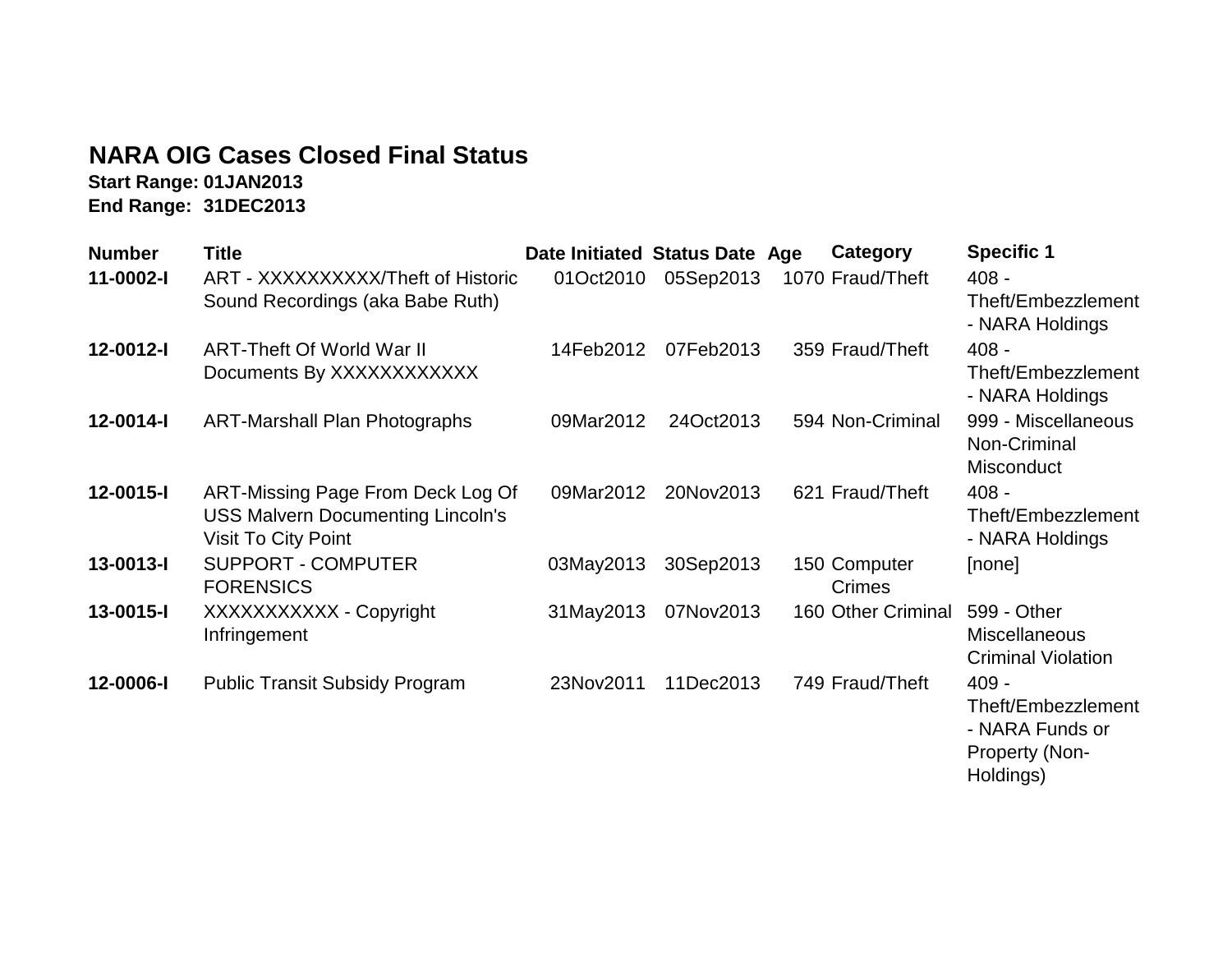# NARA OIG Cases Closed Final Status

**Start Range: 01JAN2013**
**End Range: 31DEC2013**

| Number | Title | Date Initiated | Status Date | Age | Category | Specific 1 |
|---|---|---|---|---|---|---|
| **11-0002-I** | ART - XXXXXXXXXX/Theft of Historic Sound Recordings (aka Babe Ruth) | 01Oct2010 | 05Sep2013 | 1070 | Fraud/Theft | 408 - Theft/Embezzlement - NARA Holdings |
| **12-0012-I** | ART-Theft Of World War II Documents By XXXXXXXXXXXX | 14Feb2012 | 07Feb2013 | 359 | Fraud/Theft | 408 - Theft/Embezzlement - NARA Holdings |
| **12-0014-I** | ART-Marshall Plan Photographs | 09Mar2012 | 24Oct2013 | 594 | Non-Criminal | 999 - Miscellaneous Non-Criminal Misconduct |
| **12-0015-I** | ART-Missing Page From Deck Log Of USS Malvern Documenting Lincoln's Visit To City Point | 09Mar2012 | 20Nov2013 | 621 | Fraud/Theft | 408 - Theft/Embezzlement - NARA Holdings |
| **13-0013-I** | SUPPORT - COMPUTER FORENSICS | 03May2013 | 30Sep2013 | 150 | Computer Crimes | [none] |
| **13-0015-I** | XXXXXXXXXXX - Copyright Infringement | 31May2013 | 07Nov2013 | 160 | Other Criminal | 599 - Other Miscellaneous Criminal Violation |
| **12-0006-I** | Public Transit Subsidy Program | 23Nov2011 | 11Dec2013 | 749 | Fraud/Theft | 409 - Theft/Embezzlement - NARA Funds or Property (Non-Holdings) |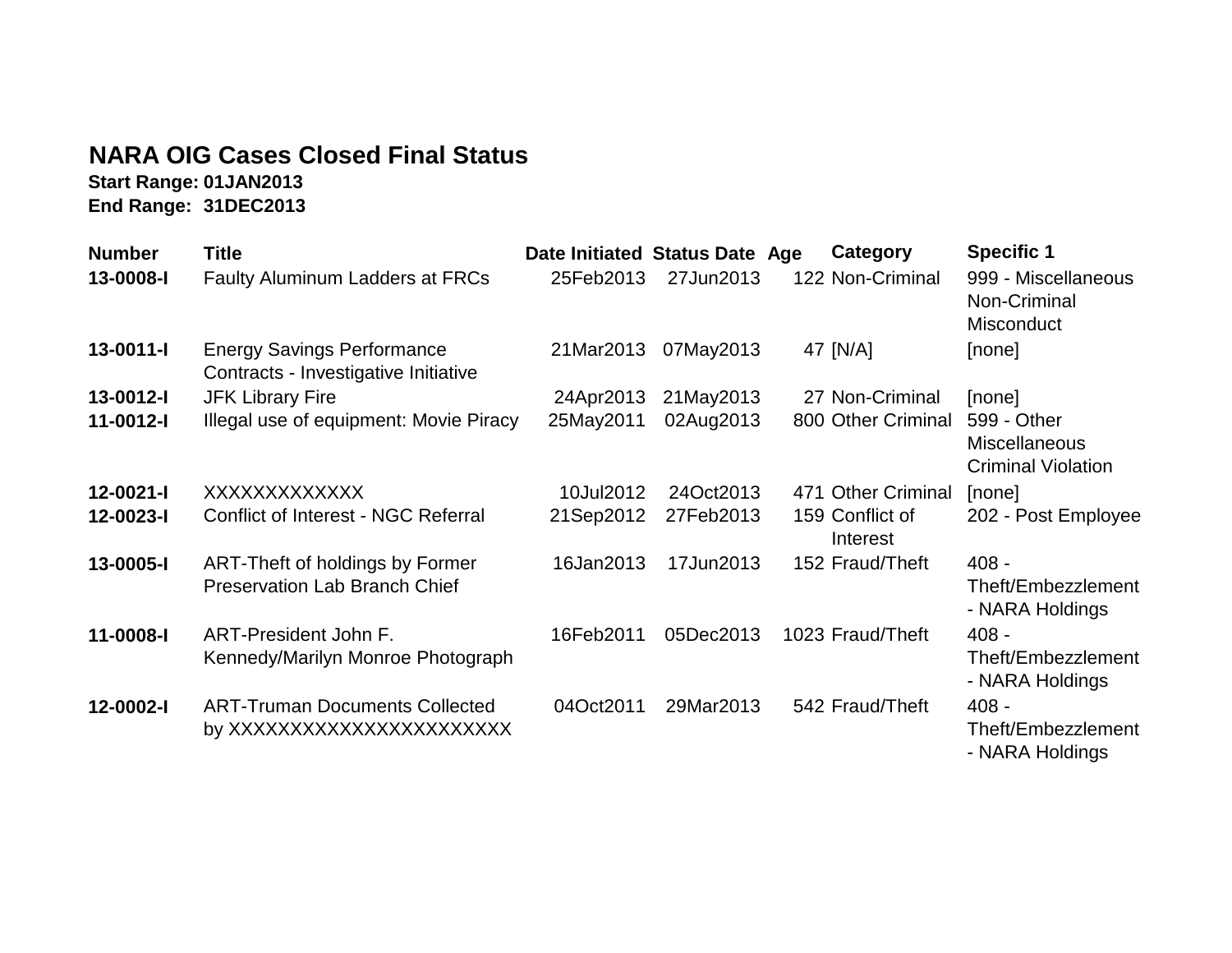# NARA OIG Cases Closed Final Status

**Start Range: 01JAN2013**
**End Range: 31DEC2013**

| Number | Title | Date Initiated | Status Date | Age | Category | Specific 1 |
|---|---|---|---|---|---|---|
| **13-0008-I** | Faulty Aluminum Ladders at FRCs | 25Feb2013 | 27Jun2013 | 122 | Non-Criminal | 999 - Miscellaneous Non-Criminal Misconduct |
| **13-0011-I** | Energy Savings Performance Contracts - Investigative Initiative | 21Mar2013 | 07May2013 | 47 | [N/A] | [none] |
| **13-0012-I** | JFK Library Fire | 24Apr2013 | 21May2013 | 27 | Non-Criminal | [none] |
| **11-0012-I** | Illegal use of equipment: Movie Piracy | 25May2011 | 02Aug2013 | 800 | Other Criminal | 599 - Other Miscellaneous Criminal Violation |
| **12-0021-I** | XXXXXXXXXXXXX | 10Jul2012 | 24Oct2013 | 471 | Other Criminal | [none] |
| **12-0023-I** | Conflict of Interest - NGC Referral | 21Sep2012 | 27Feb2013 | 159 | Conflict of Interest | 202 - Post Employee |
| **13-0005-I** | ART-Theft of holdings by Former Preservation Lab Branch Chief | 16Jan2013 | 17Jun2013 | 152 | Fraud/Theft | 408 - Theft/Embezzlement - NARA Holdings |
| **11-0008-I** | ART-President John F. Kennedy/Marilyn Monroe Photograph | 16Feb2011 | 05Dec2013 | 1023 | Fraud/Theft | 408 - Theft/Embezzlement - NARA Holdings |
| **12-0002-I** | ART-Truman Documents Collected by XXXXXXXXXXXXXXXXXXXXXXX | 04Oct2011 | 29Mar2013 | 542 | Fraud/Theft | 408 - Theft/Embezzlement - NARA Holdings |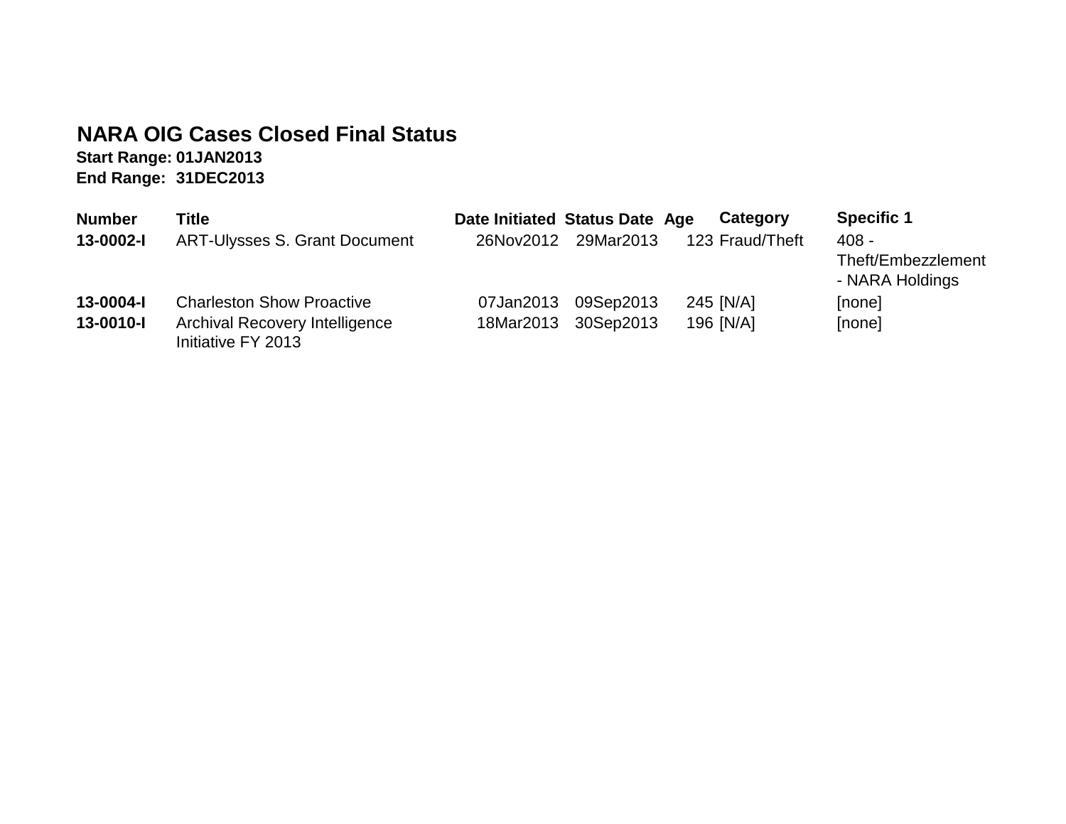# NARA OIG Cases Closed Final Status

**Start Range: 01JAN2013**
**End Range: 31DEC2013**

| Number | Title | Date Initiated | Status Date | Age | Category | Specific 1 |
|---|---|---|---|---|---|---|
| **13-0002-I** | ART-Ulysses S. Grant Document | 26Nov2012 | 29Mar2013 | 123 | Fraud/Theft | 408 - Theft/Embezzlement - NARA Holdings |
| **13-0004-I** | Charleston Show Proactive | 07Jan2013 | 09Sep2013 | 245 | [N/A] | [none] |
| **13-0010-I** | Archival Recovery Intelligence Initiative FY 2013 | 18Mar2013 | 30Sep2013 | 196 | [N/A] | [none] |